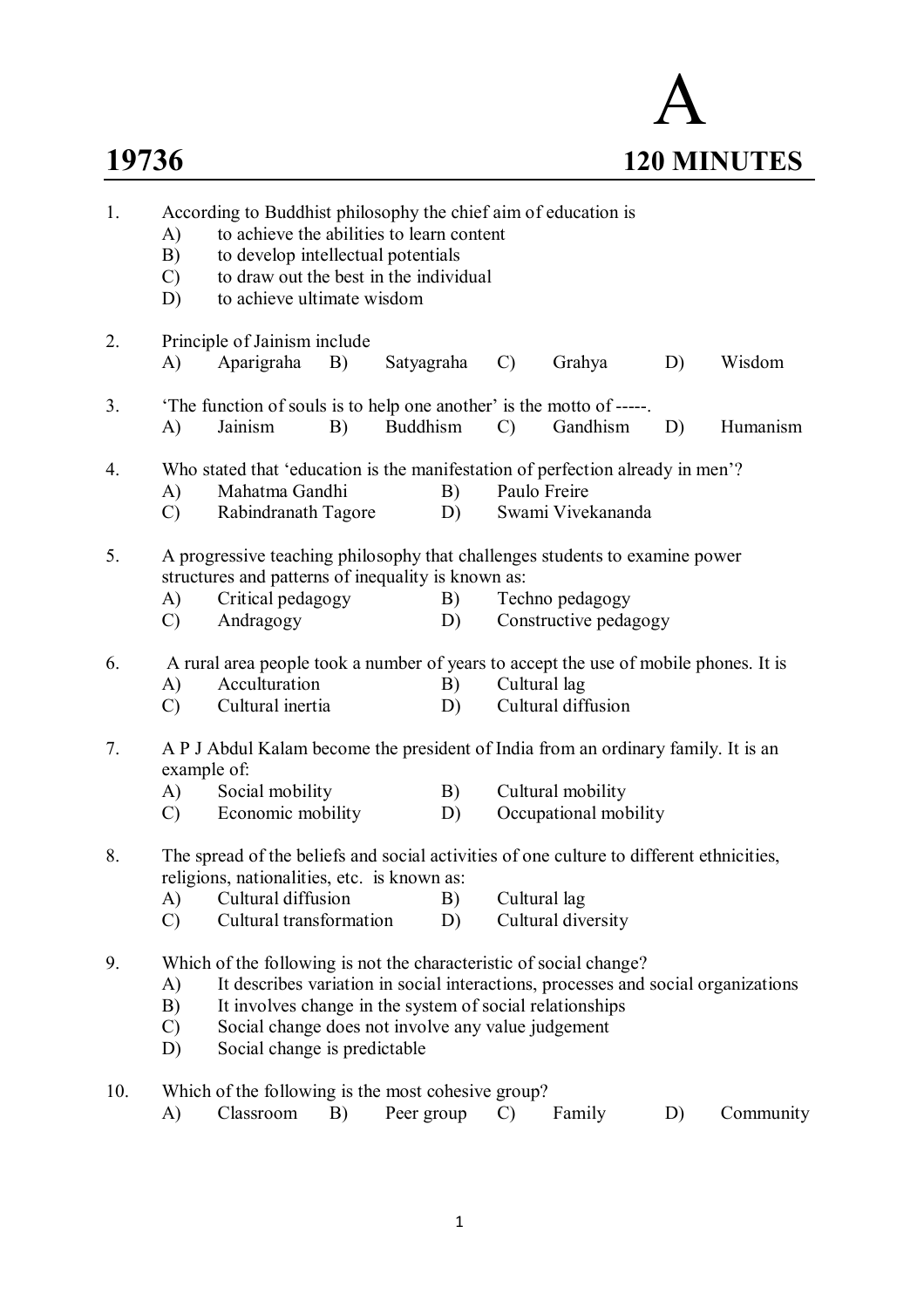# A

## 19736 — 120 MINUTES

1. According to Buddhist philosophy the chief aim of education is
   - A) to achieve the abilities to learn content
   - B) to develop intellectual potentials
   - C) to draw out the best in the individual
   - D) to achieve ultimate wisdom

2. Principle of Jainism include
   - A) Aparigraha
   - B) Satyagraha
   - C) Grahya
   - D) Wisdom

3. 'The function of souls is to help one another' is the motto of -----.
   - A) Jainism
   - B) Buddhism
   - C) Gandhism
   - D) Humanism

4. Who stated that 'education is the manifestation of perfection already in men'?
   - A) Mahatma Gandhi
   - B) Paulo Freire
   - C) Rabindranath Tagore
   - D) Swami Vivekananda

5. A progressive teaching philosophy that challenges students to examine power structures and patterns of inequality is known as:
   - A) Critical pedagogy
   - B) Techno pedagogy
   - C) Andragogy
   - D) Constructive pedagogy

6. A rural area people took a number of years to accept the use of mobile phones. It is
   - A) Acculturation
   - B) Cultural lag
   - C) Cultural inertia
   - D) Cultural diffusion

7. A P J Abdul Kalam become the president of India from an ordinary family. It is an example of:
   - A) Social mobility
   - B) Cultural mobility
   - C) Economic mobility
   - D) Occupational mobility

8. The spread of the beliefs and social activities of one culture to different ethnicities, religions, nationalities, etc. is known as:
   - A) Cultural diffusion
   - B) Cultural lag
   - C) Cultural transformation
   - D) Cultural diversity

9. Which of the following is not the characteristic of social change?
   - A) It describes variation in social interactions, processes and social organizations
   - B) It involves change in the system of social relationships
   - C) Social change does not involve any value judgement
   - D) Social change is predictable

10. Which of the following is the most cohesive group?
    - A) Classroom
    - B) Peer group
    - C) Family
    - D) Community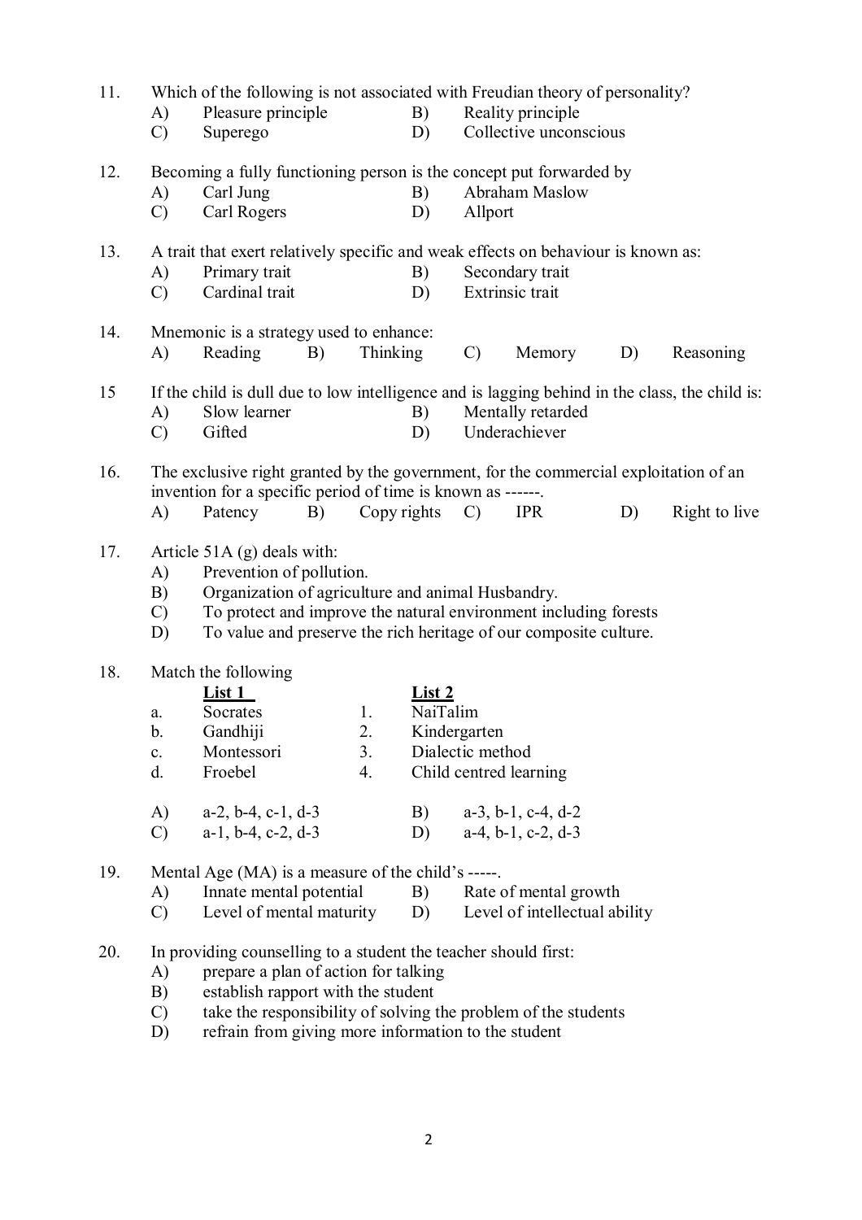11. Which of the following is not associated with Freudian theory of personality?
    - A) Pleasure principle
    - B) Reality principle
    - C) Superego
    - D) Collective unconscious

12. Becoming a fully functioning person is the concept put forward by
    - A) Carl Jung
    - B) Abraham Maslow
    - C) Carl Rogers
    - D) Allport

13. A trait that exert relatively specific and weak effects on behaviour is known as:
    - A) Primary trait
    - B) Secondary trait
    - C) Cardinal trait
    - D) Extrinsic trait

14. Mnemonic is a strategy used to enhance:
    - A) Reading
    - B) Thinking
    - C) Memory
    - D) Reasoning

15. If the child is dull due to low intelligence and is lagging behind in the class, the child is:
    - A) Slow learner
    - B) Mentally retarded
    - C) Gifted
    - D) Underachiever

16. The exclusive right granted by the government, for the commercial exploitation of an invention for a specific period of time is known as ------.
    - A) Patency
    - B) Copy rights
    - C) IPR
    - D) Right to live

17. Article 51A (g) deals with:
    - A) Prevention of pollution.
    - B) Organization of agriculture and animal Husbandry.
    - C) To protect and improve the natural environment including forests
    - D) To value and preserve the rich heritage of our composite culture.

18. Match the following

| | List 1 | | List 2 |
|---|---|---|---|
| a. | Socrates | 1. | NaiTalim |
| b. | Gandhiji | 2. | Kindergarten |
| c. | Montessori | 3. | Dialectic method |
| d. | Froebel | 4. | Child centred learning |

    - A) a-2, b-4, c-1, d-3
    - B) a-3, b-1, c-4, d-2
    - C) a-1, b-4, c-2, d-3
    - D) a-4, b-1, c-2, d-3

19. Mental Age (MA) is a measure of the child's -----.
    - A) Innate mental potential
    - B) Rate of mental growth
    - C) Level of mental maturity
    - D) Level of intellectual ability

20. In providing counselling to a student the teacher should first:
    - A) prepare a plan of action for talking
    - B) establish rapport with the student
    - C) take the responsibility of solving the problem of the students
    - D) refrain from giving more information to the student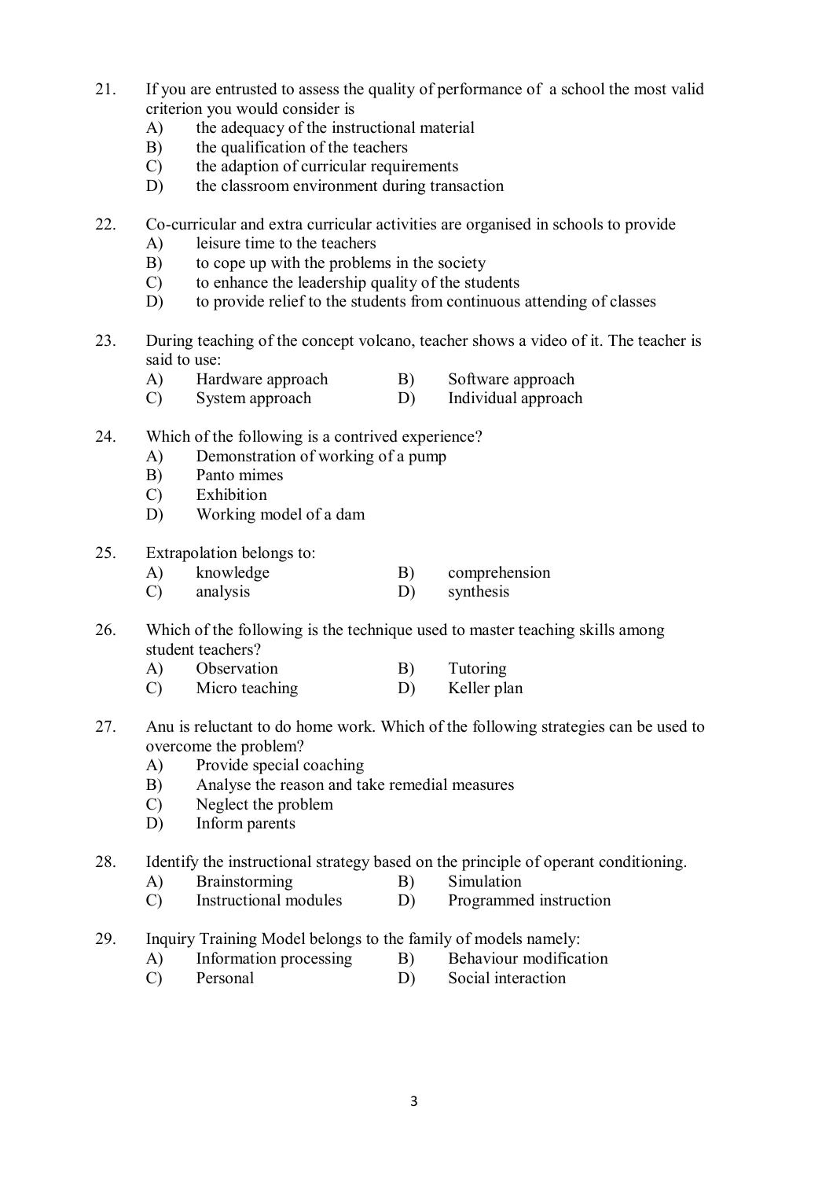21. If you are entrusted to assess the quality of performance of a school the most valid criterion you would consider is
    - A) the adequacy of the instructional material
    - B) the qualification of the teachers
    - C) the adaption of curricular requirements
    - D) the classroom environment during transaction

22. Co-curricular and extra curricular activities are organised in schools to provide
    - A) leisure time to the teachers
    - B) to cope up with the problems in the society
    - C) to enhance the leadership quality of the students
    - D) to provide relief to the students from continuous attending of classes

23. During teaching of the concept volcano, teacher shows a video of it. The teacher is said to use:
    - A) Hardware approach
    - B) Software approach
    - C) System approach
    - D) Individual approach

24. Which of the following is a contrived experience?
    - A) Demonstration of working of a pump
    - B) Panto mimes
    - C) Exhibition
    - D) Working model of a dam

25. Extrapolation belongs to:
    - A) knowledge
    - B) comprehension
    - C) analysis
    - D) synthesis

26. Which of the following is the technique used to master teaching skills among student teachers?
    - A) Observation
    - B) Tutoring
    - C) Micro teaching
    - D) Keller plan

27. Anu is reluctant to do home work. Which of the following strategies can be used to overcome the problem?
    - A) Provide special coaching
    - B) Analyse the reason and take remedial measures
    - C) Neglect the problem
    - D) Inform parents

28. Identify the instructional strategy based on the principle of operant conditioning.
    - A) Brainstorming
    - B) Simulation
    - C) Instructional modules
    - D) Programmed instruction

29. Inquiry Training Model belongs to the family of models namely:
    - A) Information processing
    - B) Behaviour modification
    - C) Personal
    - D) Social interaction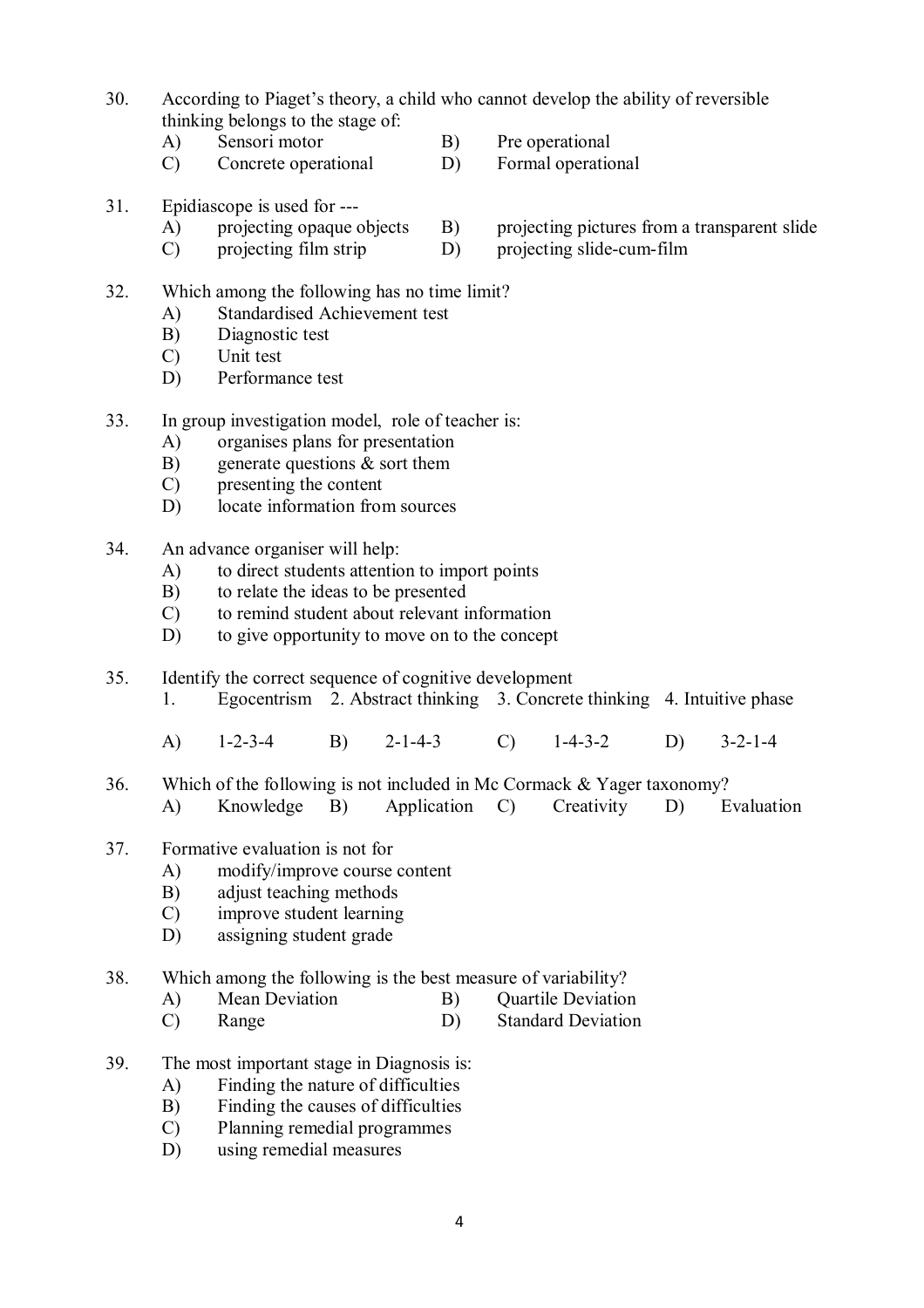30. According to Piaget's theory, a child who cannot develop the ability of reversible thinking belongs to the stage of:
    A) Sensori motor
    B) Pre operational
    C) Concrete operational
    D) Formal operational

31. Epidiascope is used for ---
    A) projecting opaque objects
    B) projecting pictures from a transparent slide
    C) projecting film strip
    D) projecting slide-cum-film

32. Which among the following has no time limit?
    A) Standardised Achievement test
    B) Diagnostic test
    C) Unit test
    D) Performance test

33. In group investigation model, role of teacher is:
    A) organises plans for presentation
    B) generate questions & sort them
    C) presenting the content
    D) locate information from sources

34. An advance organiser will help:
    A) to direct students attention to import points
    B) to relate the ideas to be presented
    C) to remind student about relevant information
    D) to give opportunity to move on to the concept

35. Identify the correct sequence of cognitive development
    1. Egocentrism 2. Abstract thinking 3. Concrete thinking 4. Intuitive phase

    A) 1-2-3-4
    B) 2-1-4-3
    C) 1-4-3-2
    D) 3-2-1-4

36. Which of the following is not included in Mc Cormack & Yager taxonomy?
    A) Knowledge
    B) Application
    C) Creativity
    D) Evaluation

37. Formative evaluation is not for
    A) modify/improve course content
    B) adjust teaching methods
    C) improve student learning
    D) assigning student grade

38. Which among the following is the best measure of variability?
    A) Mean Deviation
    B) Quartile Deviation
    C) Range
    D) Standard Deviation

39. The most important stage in Diagnosis is:
    A) Finding the nature of difficulties
    B) Finding the causes of difficulties
    C) Planning remedial programmes
    D) using remedial measures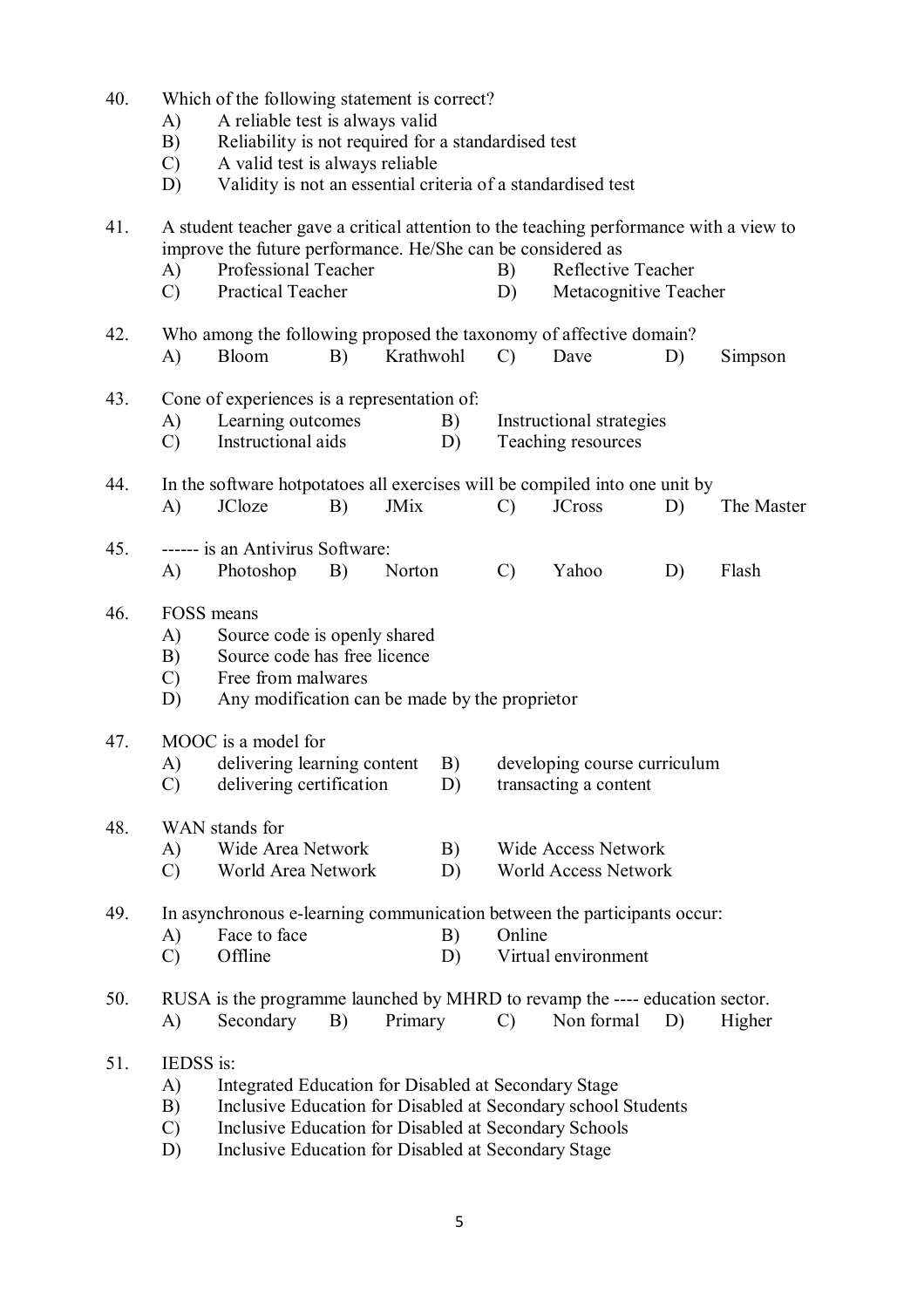40. Which of the following statement is correct?
 A) A reliable test is always valid
 B) Reliability is not required for a standardised test
 C) A valid test is always reliable
 D) Validity is not an essential criteria of a standardised test

41. A student teacher gave a critical attention to the teaching performance with a view to improve the future performance. He/She can be considered as
 A) Professional Teacher B) Reflective Teacher
 C) Practical Teacher D) Metacognitive Teacher

42. Who among the following proposed the taxonomy of affective domain?
 A) Bloom B) Krathwohl C) Dave D) Simpson

43. Cone of experiences is a representation of:
 A) Learning outcomes B) Instructional strategies
 C) Instructional aids D) Teaching resources

44. In the software hotpotatoes all exercises will be compiled into one unit by
 A) JCloze B) JMix C) JCross D) The Master

45. ------ is an Antivirus Software:
 A) Photoshop B) Norton C) Yahoo D) Flash

46. FOSS means
 A) Source code is openly shared
 B) Source code has free licence
 C) Free from malwares
 D) Any modification can be made by the proprietor

47. MOOC is a model for
 A) delivering learning content B) developing course curriculum
 C) delivering certification D) transacting a content

48. WAN stands for
 A) Wide Area Network B) Wide Access Network
 C) World Area Network D) World Access Network

49. In asynchronous e-learning communication between the participants occur:
 A) Face to face B) Online
 C) Offline D) Virtual environment

50. RUSA is the programme launched by MHRD to revamp the ---- education sector.
 A) Secondary B) Primary C) Non formal D) Higher

51. IEDSS is:
 A) Integrated Education for Disabled at Secondary Stage
 B) Inclusive Education for Disabled at Secondary school Students
 C) Inclusive Education for Disabled at Secondary Schools
 D) Inclusive Education for Disabled at Secondary Stage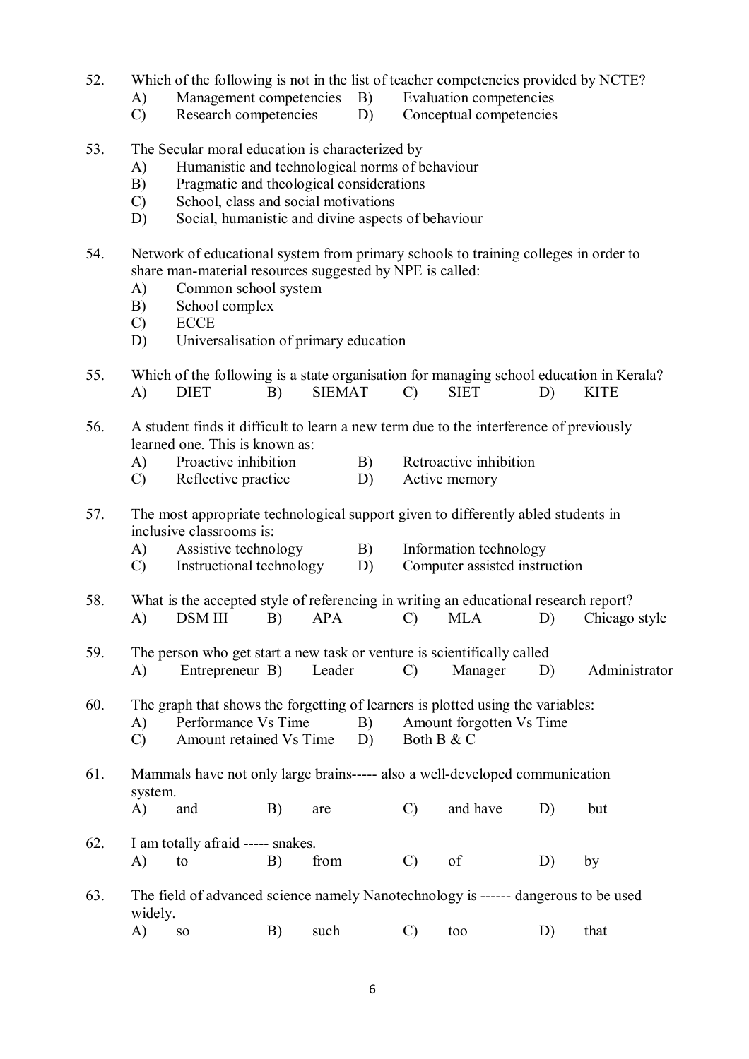52. Which of the following is not in the list of teacher competencies provided by NCTE?
    A) Management competencies B) Evaluation competencies
    C) Research competencies D) Conceptual competencies

53. The Secular moral education is characterized by
    A) Humanistic and technological norms of behaviour
    B) Pragmatic and theological considerations
    C) School, class and social motivations
    D) Social, humanistic and divine aspects of behaviour

54. Network of educational system from primary schools to training colleges in order to share man-material resources suggested by NPE is called:
    A) Common school system
    B) School complex
    C) ECCE
    D) Universalisation of primary education

55. Which of the following is a state organisation for managing school education in Kerala?
    A) DIET B) SIEMAT C) SIET D) KITE

56. A student finds it difficult to learn a new term due to the interference of previously learned one. This is known as:
    A) Proactive inhibition B) Retroactive inhibition
    C) Reflective practice D) Active memory

57. The most appropriate technological support given to differently abled students in inclusive classrooms is:
    A) Assistive technology B) Information technology
    C) Instructional technology D) Computer assisted instruction

58. What is the accepted style of referencing in writing an educational research report?
    A) DSM III B) APA C) MLA D) Chicago style

59. The person who get start a new task or venture is scientifically called
    A) Entrepreneur B) Leader C) Manager D) Administrator

60. The graph that shows the forgetting of learners is plotted using the variables:
    A) Performance Vs Time B) Amount forgotten Vs Time
    C) Amount retained Vs Time D) Both B & C

61. Mammals have not only large brains----- also a well-developed communication system.
    A) and B) are C) and have D) but

62. I am totally afraid ----- snakes.
    A) to B) from C) of D) by

63. The field of advanced science namely Nanotechnology is ------ dangerous to be used widely.
    A) so B) such C) too D) that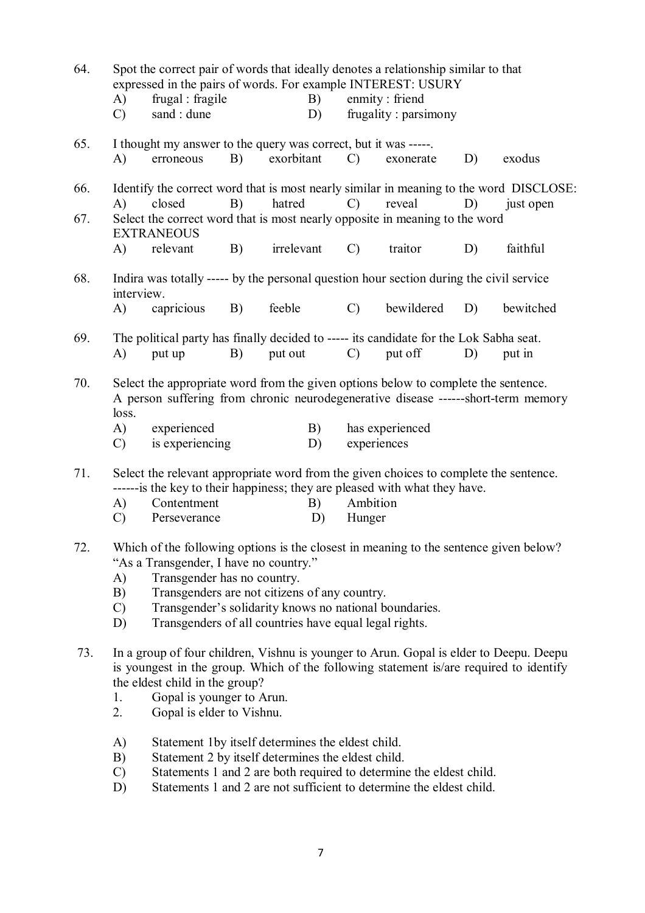64. Spot the correct pair of words that ideally denotes a relationship similar to that expressed in the pairs of words. For example INTEREST: USURY

    A) frugal : fragile  B) enmity : friend
    C) sand : dune  D) frugality : parsimony

65. I thought my answer to the query was correct, but it was -----.

    A) erroneous  B) exorbitant  C) exonerate  D) exodus

66. Identify the correct word that is most nearly similar in meaning to the word DISCLOSE:

    A) closed  B) hatred  C) reveal  D) just open

67. Select the correct word that is most nearly opposite in meaning to the word EXTRANEOUS

    A) relevant  B) irrelevant  C) traitor  D) faithful

68. Indira was totally ----- by the personal question hour section during the civil service interview.

    A) capricious  B) feeble  C) bewildered  D) bewitched

69. The political party has finally decided to ----- its candidate for the Lok Sabha seat.

    A) put up  B) put out  C) put off  D) put in

70. Select the appropriate word from the given options below to complete the sentence.
    A person suffering from chronic neurodegenerative disease ------short-term memory loss.

    A) experienced  B) has experienced
    C) is experiencing  D) experiences

71. Select the relevant appropriate word from the given choices to complete the sentence.
    ------is the key to their happiness; they are pleased with what they have.

    A) Contentment  B) Ambition
    C) Perseverance  D) Hunger

72. Which of the following options is the closest in meaning to the sentence given below?
    "As a Transgender, I have no country."

    A) Transgender has no country.
    B) Transgenders are not citizens of any country.
    C) Transgender's solidarity knows no national boundaries.
    D) Transgenders of all countries have equal legal rights.

73. In a group of four children, Vishnu is younger to Arun. Gopal is elder to Deepu. Deepu is youngest in the group. Which of the following statement is/are required to identify the eldest child in the group?

    1. Gopal is younger to Arun.
    2. Gopal is elder to Vishnu.

    A) Statement 1by itself determines the eldest child.
    B) Statement 2 by itself determines the eldest child.
    C) Statements 1 and 2 are both required to determine the eldest child.
    D) Statements 1 and 2 are not sufficient to determine the eldest child.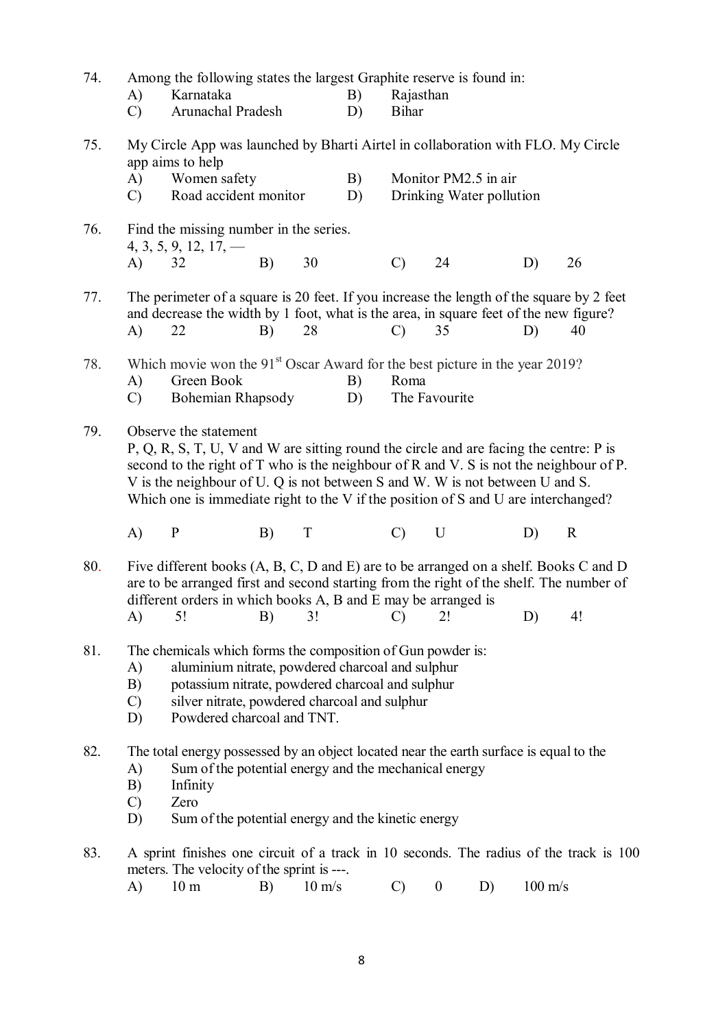74. Among the following states the largest Graphite reserve is found in:
    A) Karnataka
    B) Rajasthan
    C) Arunachal Pradesh
    D) Bihar

75. My Circle App was launched by Bharti Airtel in collaboration with FLO. My Circle app aims to help
    A) Women safety
    B) Monitor PM2.5 in air
    C) Road accident monitor
    D) Drinking Water pollution

76. Find the missing number in the series.
    4, 3, 5, 9, 12, 17, —
    A) 32 B) 30 C) 24 D) 26

77. The perimeter of a square is 20 feet. If you increase the length of the square by 2 feet and decrease the width by 1 foot, what is the area, in square feet of the new figure?
    A) 22 B) 28 C) 35 D) 40

78. Which movie won the 91st Oscar Award for the best picture in the year 2019?
    A) Green Book
    B) Roma
    C) Bohemian Rhapsody
    D) The Favourite

79. Observe the statement
    P, Q, R, S, T, U, V and W are sitting round the circle and are facing the centre: P is second to the right of T who is the neighbour of R and V. S is not the neighbour of P. V is the neighbour of U. Q is not between S and W. W is not between U and S. Which one is immediate right to the V if the position of S and U are interchanged?

    A) P B) T C) U D) R

80. Five different books (A, B, C, D and E) are to be arranged on a shelf. Books C and D are to be arranged first and second starting from the right of the shelf. The number of different orders in which books A, B and E may be arranged is
    A) 5! B) 3! C) 2! D) 4!

81. The chemicals which forms the composition of Gun powder is:
    A) aluminium nitrate, powdered charcoal and sulphur
    B) potassium nitrate, powdered charcoal and sulphur
    C) silver nitrate, powdered charcoal and sulphur
    D) Powdered charcoal and TNT.

82. The total energy possessed by an object located near the earth surface is equal to the
    A) Sum of the potential energy and the mechanical energy
    B) Infinity
    C) Zero
    D) Sum of the potential energy and the kinetic energy

83. A sprint finishes one circuit of a track in 10 seconds. The radius of the track is 100 meters. The velocity of the sprint is ---.
    A) 10 m B) 10 m/s C) 0 D) 100 m/s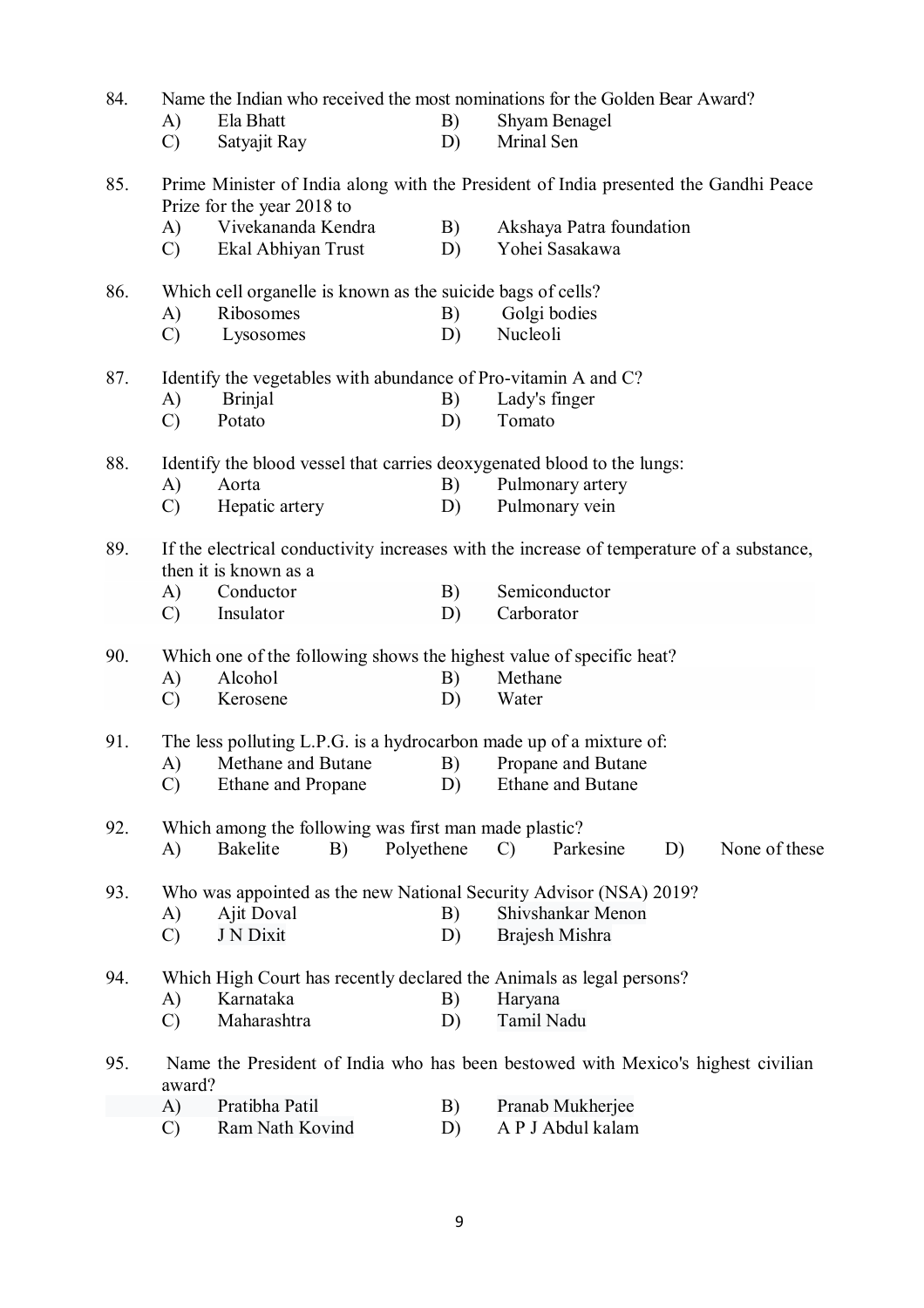84. Name the Indian who received the most nominations for the Golden Bear Award?
   - A) Ela Bhatt
   - B) Shyam Benagel
   - C) Satyajit Ray
   - D) Mrinal Sen

85. Prime Minister of India along with the President of India presented the Gandhi Peace Prize for the year 2018 to
   - A) Vivekananda Kendra
   - B) Akshaya Patra foundation
   - C) Ekal Abhiyan Trust
   - D) Yohei Sasakawa

86. Which cell organelle is known as the suicide bags of cells?
   - A) Ribosomes
   - B) Golgi bodies
   - C) Lysosomes
   - D) Nucleoli

87. Identify the vegetables with abundance of Pro-vitamin A and C?
   - A) Brinjal
   - B) Lady's finger
   - C) Potato
   - D) Tomato

88. Identify the blood vessel that carries deoxygenated blood to the lungs:
   - A) Aorta
   - B) Pulmonary artery
   - C) Hepatic artery
   - D) Pulmonary vein

89. If the electrical conductivity increases with the increase of temperature of a substance, then it is known as a
   - A) Conductor
   - B) Semiconductor
   - C) Insulator
   - D) Carborator

90. Which one of the following shows the highest value of specific heat?
   - A) Alcohol
   - B) Methane
   - C) Kerosene
   - D) Water

91. The less polluting L.P.G. is a hydrocarbon made up of a mixture of:
   - A) Methane and Butane
   - B) Propane and Butane
   - C) Ethane and Propane
   - D) Ethane and Butane

92. Which among the following was first man made plastic?
   - A) Bakelite
   - B) Polyethene
   - C) Parkesine
   - D) None of these

93. Who was appointed as the new National Security Advisor (NSA) 2019?
   - A) Ajit Doval
   - B) Shivshankar Menon
   - C) J N Dixit
   - D) Brajesh Mishra

94. Which High Court has recently declared the Animals as legal persons?
   - A) Karnataka
   - B) Haryana
   - C) Maharashtra
   - D) Tamil Nadu

95. Name the President of India who has been bestowed with Mexico's highest civilian award?
   - A) Pratibha Patil
   - B) Pranab Mukherjee
   - C) Ram Nath Kovind
   - D) A P J Abdul kalam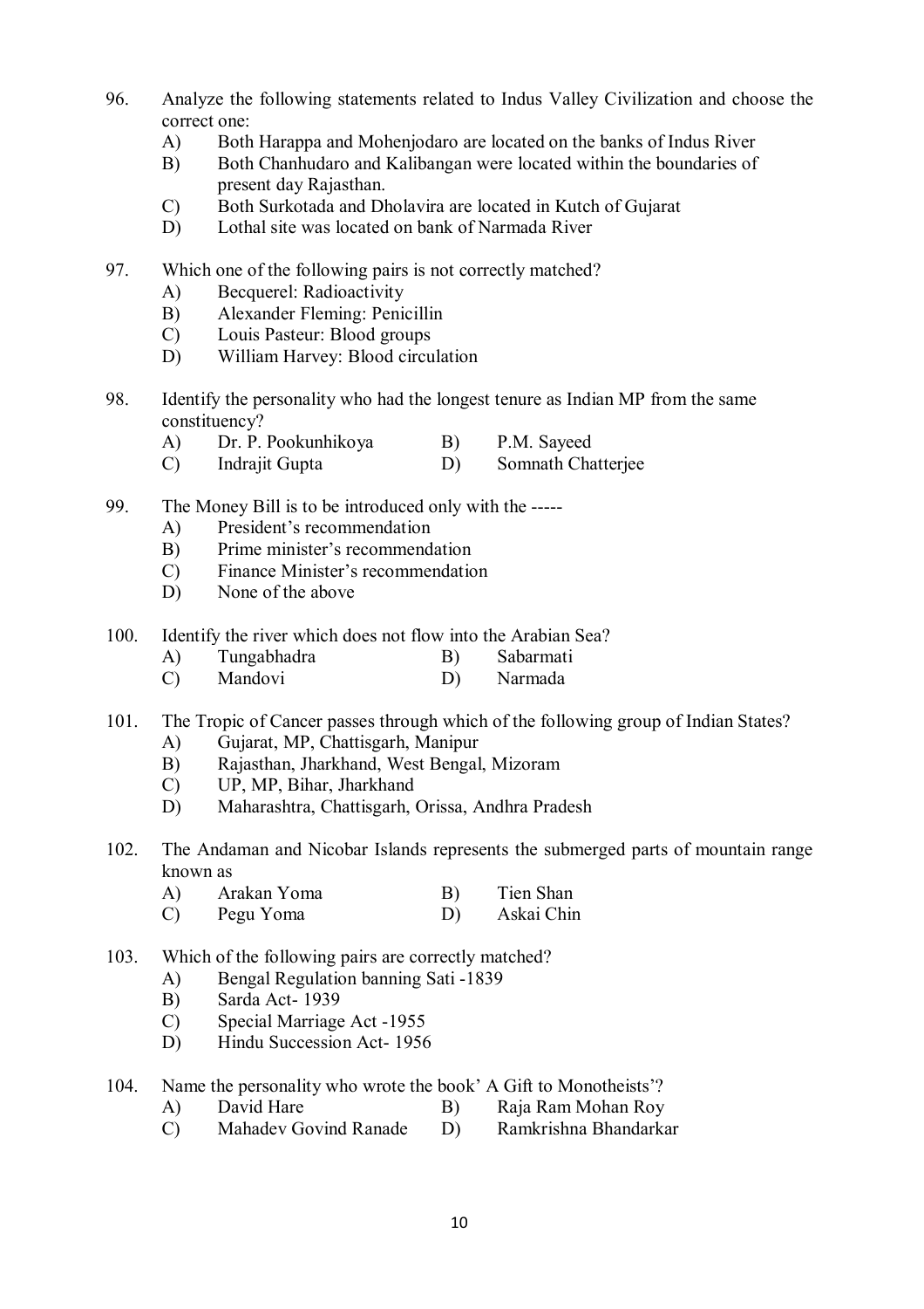96. Analyze the following statements related to Indus Valley Civilization and choose the correct one:
    - A) Both Harappa and Mohenjodaro are located on the banks of Indus River
    - B) Both Chanhudaro and Kalibangan were located within the boundaries of present day Rajasthan.
    - C) Both Surkotada and Dholavira are located in Kutch of Gujarat
    - D) Lothal site was located on bank of Narmada River

97. Which one of the following pairs is not correctly matched?
    - A) Becquerel: Radioactivity
    - B) Alexander Fleming: Penicillin
    - C) Louis Pasteur: Blood groups
    - D) William Harvey: Blood circulation

98. Identify the personality who had the longest tenure as Indian MP from the same constituency?
    - A) Dr. P. Pookunhikoya
    - B) P.M. Sayeed
    - C) Indrajit Gupta
    - D) Somnath Chatterjee

99. The Money Bill is to be introduced only with the -----
    - A) President's recommendation
    - B) Prime minister's recommendation
    - C) Finance Minister's recommendation
    - D) None of the above

100. Identify the river which does not flow into the Arabian Sea?
    - A) Tungabhadra
    - B) Sabarmati
    - C) Mandovi
    - D) Narmada

101. The Tropic of Cancer passes through which of the following group of Indian States?
    - A) Gujarat, MP, Chattisgarh, Manipur
    - B) Rajasthan, Jharkhand, West Bengal, Mizoram
    - C) UP, MP, Bihar, Jharkhand
    - D) Maharashtra, Chattisgarh, Orissa, Andhra Pradesh

102. The Andaman and Nicobar Islands represents the submerged parts of mountain range known as
    - A) Arakan Yoma
    - B) Tien Shan
    - C) Pegu Yoma
    - D) Askai Chin

103. Which of the following pairs are correctly matched?
    - A) Bengal Regulation banning Sati -1839
    - B) Sarda Act- 1939
    - C) Special Marriage Act -1955
    - D) Hindu Succession Act- 1956

104. Name the personality who wrote the book' A Gift to Monotheists'?
    - A) David Hare
    - B) Raja Ram Mohan Roy
    - C) Mahadev Govind Ranade
    - D) Ramkrishna Bhandarkar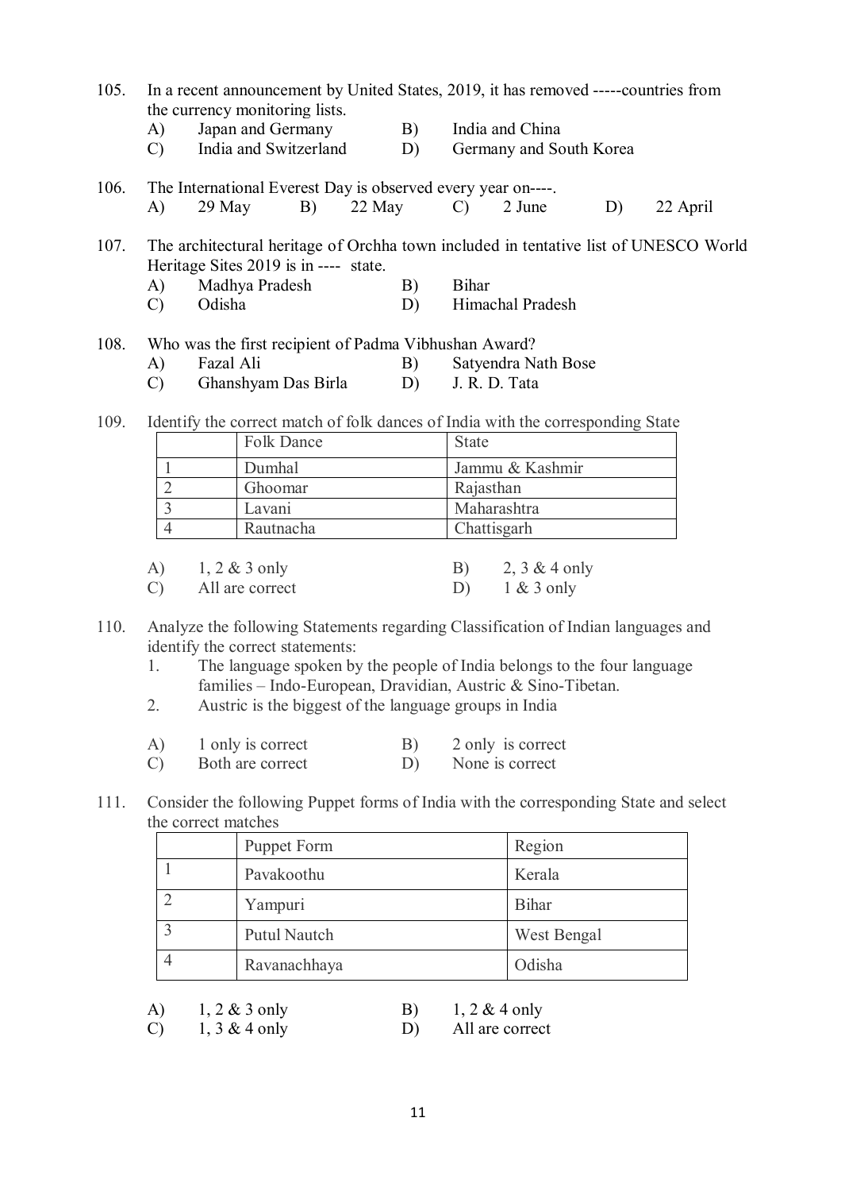105. In a recent announcement by United States, 2019, it has removed -----countries from the currency monitoring lists.

   A) Japan and Germany  B) India and China
   C) India and Switzerland  D) Germany and South Korea

106. The International Everest Day is observed every year on----.

   A) 29 May  B) 22 May  C) 2 June  D) 22 April

107. The architectural heritage of Orchha town included in tentative list of UNESCO World Heritage Sites 2019 is in ---- state.

   A) Madhya Pradesh  B) Bihar
   C) Odisha  D) Himachal Pradesh

108. Who was the first recipient of Padma Vibhushan Award?

   A) Fazal Ali  B) Satyendra Nath Bose
   C) Ghanshyam Das Birla  D) J. R. D. Tata

109. Identify the correct match of folk dances of India with the corresponding State

|  | Folk Dance | State |
|---|---|---|
| 1 | Dumhal | Jammu & Kashmir |
| 2 | Ghoomar | Rajasthan |
| 3 | Lavani | Maharashtra |
| 4 | Rautnacha | Chattisgarh |

   A) 1, 2 & 3 only  B) 2, 3 & 4 only
   C) All are correct  D) 1 & 3 only

110. Analyze the following Statements regarding Classification of Indian languages and identify the correct statements:

   1. The language spoken by the people of India belongs to the four language families – Indo-European, Dravidian, Austric & Sino-Tibetan.
   2. Austric is the biggest of the language groups in India

   A) 1 only is correct  B) 2 only is correct
   C) Both are correct  D) None is correct

111. Consider the following Puppet forms of India with the corresponding State and select the correct matches

|  | Puppet Form | Region |
|---|---|---|
| 1 | Pavakoothu | Kerala |
| 2 | Yampuri | Bihar |
| 3 | Putul Nautch | West Bengal |
| 4 | Ravanachhaya | Odisha |

   A) 1, 2 & 3 only  B) 1, 2 & 4 only
   C) 1, 3 & 4 only  D) All are correct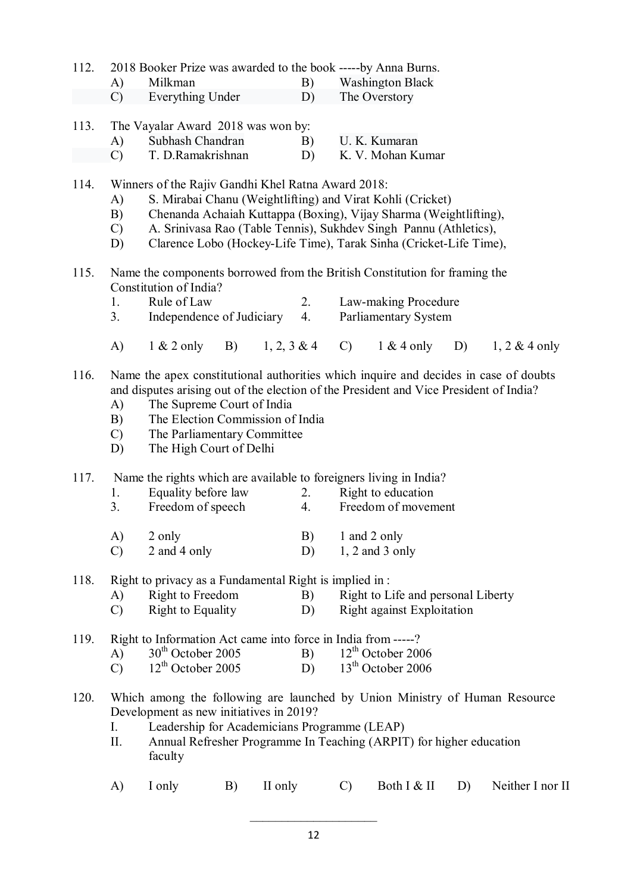112. 2018 Booker Prize was awarded to the book -----by Anna Burns.

A) Milkman  B) Washington Black
C) Everything Under  D) The Overstory

113. The Vayalar Award 2018 was won by:

A) Subhash Chandran  B) U. K. Kumaran
C) T. D.Ramakrishnan  D) K. V. Mohan Kumar

114. Winners of the Rajiv Gandhi Khel Ratna Award 2018:

A) S. Mirabai Chanu (Weightlifting) and Virat Kohli (Cricket)
B) Chenanda Achaiah Kuttappa (Boxing), Vijay Sharma (Weightlifting),
C) A. Srinivasa Rao (Table Tennis), Sukhdev Singh Pannu (Athletics),
D) Clarence Lobo (Hockey-Life Time), Tarak Sinha (Cricket-Life Time),

115. Name the components borrowed from the British Constitution for framing the Constitution of India?

1. Rule of Law  2. Law-making Procedure
3. Independence of Judiciary  4. Parliamentary System

A) 1 & 2 only  B) 1, 2, 3 & 4  C) 1 & 4 only  D) 1, 2 & 4 only

116. Name the apex constitutional authorities which inquire and decides in case of doubts and disputes arising out of the election of the President and Vice President of India?

A) The Supreme Court of India
B) The Election Commission of India
C) The Parliamentary Committee
D) The High Court of Delhi

117. Name the rights which are available to foreigners living in India?

1. Equality before law  2. Right to education
3. Freedom of speech  4. Freedom of movement

A) 2 only  B) 1 and 2 only
C) 2 and 4 only  D) 1, 2 and 3 only

118. Right to privacy as a Fundamental Right is implied in :

A) Right to Freedom  B) Right to Life and personal Liberty
C) Right to Equality  D) Right against Exploitation

119. Right to Information Act came into force in India from -----?

A) 30th October 2005  B) 12th October 2006
C) 12th October 2005  D) 13th October 2006

120. Which among the following are launched by Union Ministry of Human Resource Development as new initiatives in 2019?

I. Leadership for Academicians Programme (LEAP)
II. Annual Refresher Programme In Teaching (ARPIT) for higher education faculty

A) I only  B) II only  C) Both I & II  D) Neither I nor II